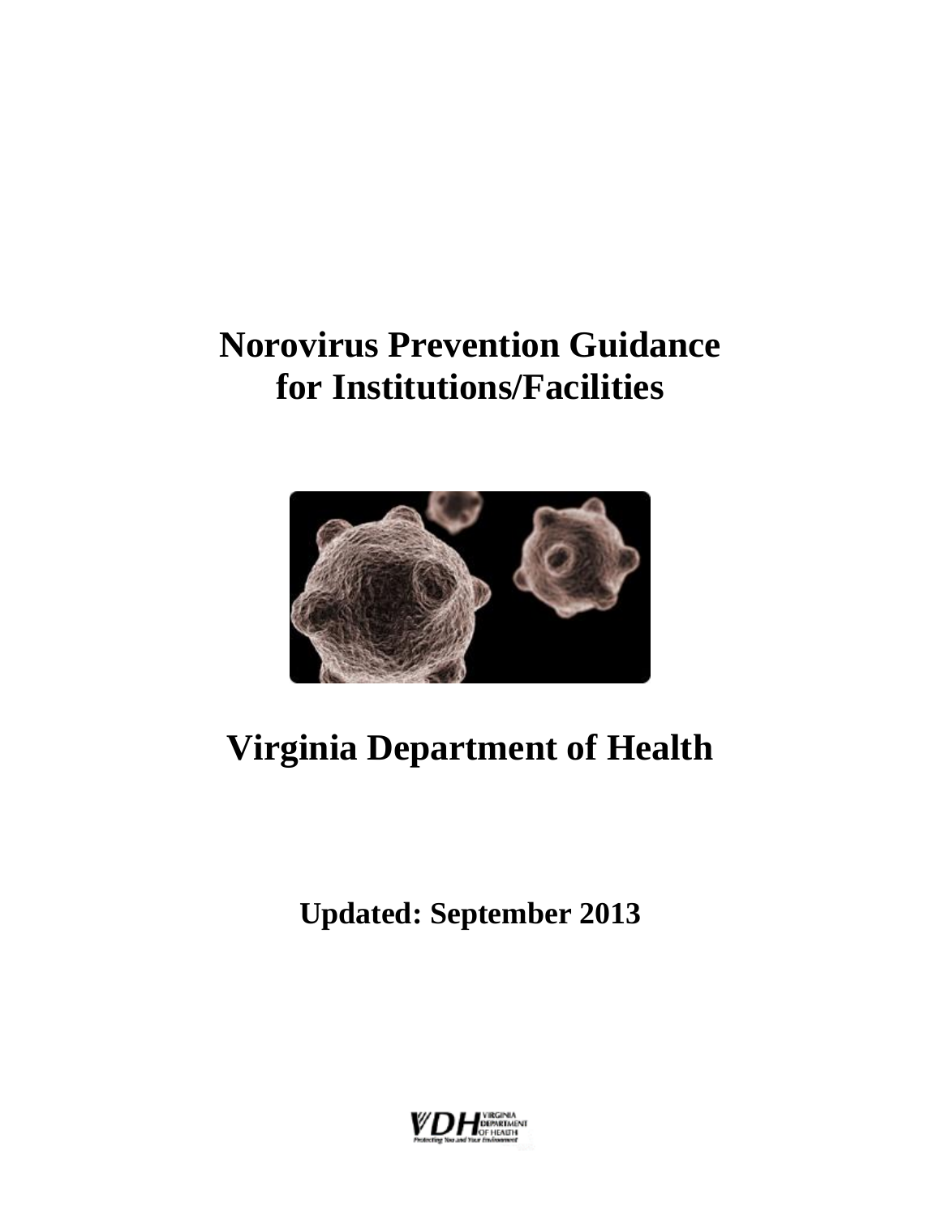# Norovirus Prevention Guidance for Institutions/Facilities

# Virginia Department of Health

**Updated: September 2013**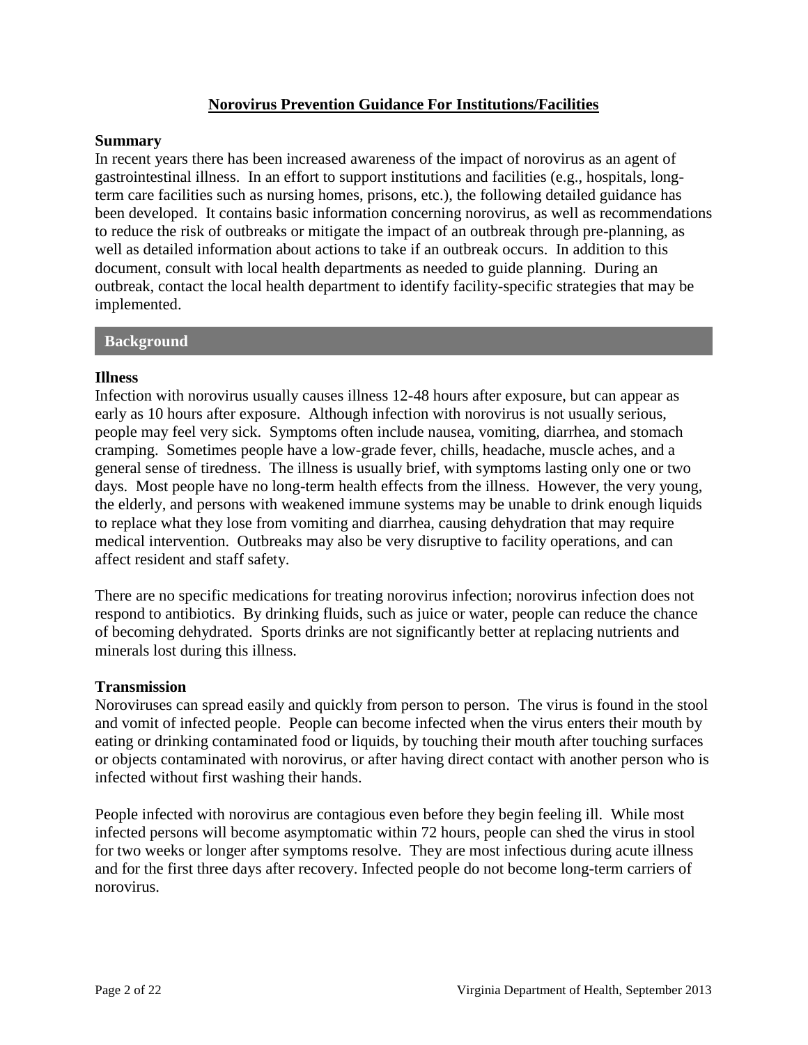# Norovirus Prevention Guidance For Institutions/Facilities

**Summary**

In recent years there has been increased awareness of the impact of norovirus as an agent of gastrointestinal illness. In an effort to support institutions and facilities (e.g., hospitals, long-term care facilities such as nursing homes, prisons, etc.), the following detailed guidance has been developed. It contains basic information concerning norovirus, as well as recommendations to reduce the risk of outbreaks or mitigate the impact of an outbreak through pre-planning, as well as detailed information about actions to take if an outbreak occurs. In addition to this document, consult with local health departments as needed to guide planning. During an outbreak, contact the local health department to identify facility-specific strategies that may be implemented.

## Background

**Illness**

Infection with norovirus usually causes illness 12-48 hours after exposure, but can appear as early as 10 hours after exposure. Although infection with norovirus is not usually serious, people may feel very sick. Symptoms often include nausea, vomiting, diarrhea, and stomach cramping. Sometimes people have a low-grade fever, chills, headache, muscle aches, and a general sense of tiredness. The illness is usually brief, with symptoms lasting only one or two days. Most people have no long-term health effects from the illness. However, the very young, the elderly, and persons with weakened immune systems may be unable to drink enough liquids to replace what they lose from vomiting and diarrhea, causing dehydration that may require medical intervention. Outbreaks may also be very disruptive to facility operations, and can affect resident and staff safety.

There are no specific medications for treating norovirus infection; norovirus infection does not respond to antibiotics. By drinking fluids, such as juice or water, people can reduce the chance of becoming dehydrated. Sports drinks are not significantly better at replacing nutrients and minerals lost during this illness.

**Transmission**

Noroviruses can spread easily and quickly from person to person. The virus is found in the stool and vomit of infected people. People can become infected when the virus enters their mouth by eating or drinking contaminated food or liquids, by touching their mouth after touching surfaces or objects contaminated with norovirus, or after having direct contact with another person who is infected without first washing their hands.

People infected with norovirus are contagious even before they begin feeling ill. While most infected persons will become asymptomatic within 72 hours, people can shed the virus in stool for two weeks or longer after symptoms resolve. They are most infectious during acute illness and for the first three days after recovery. Infected people do not become long-term carriers of norovirus.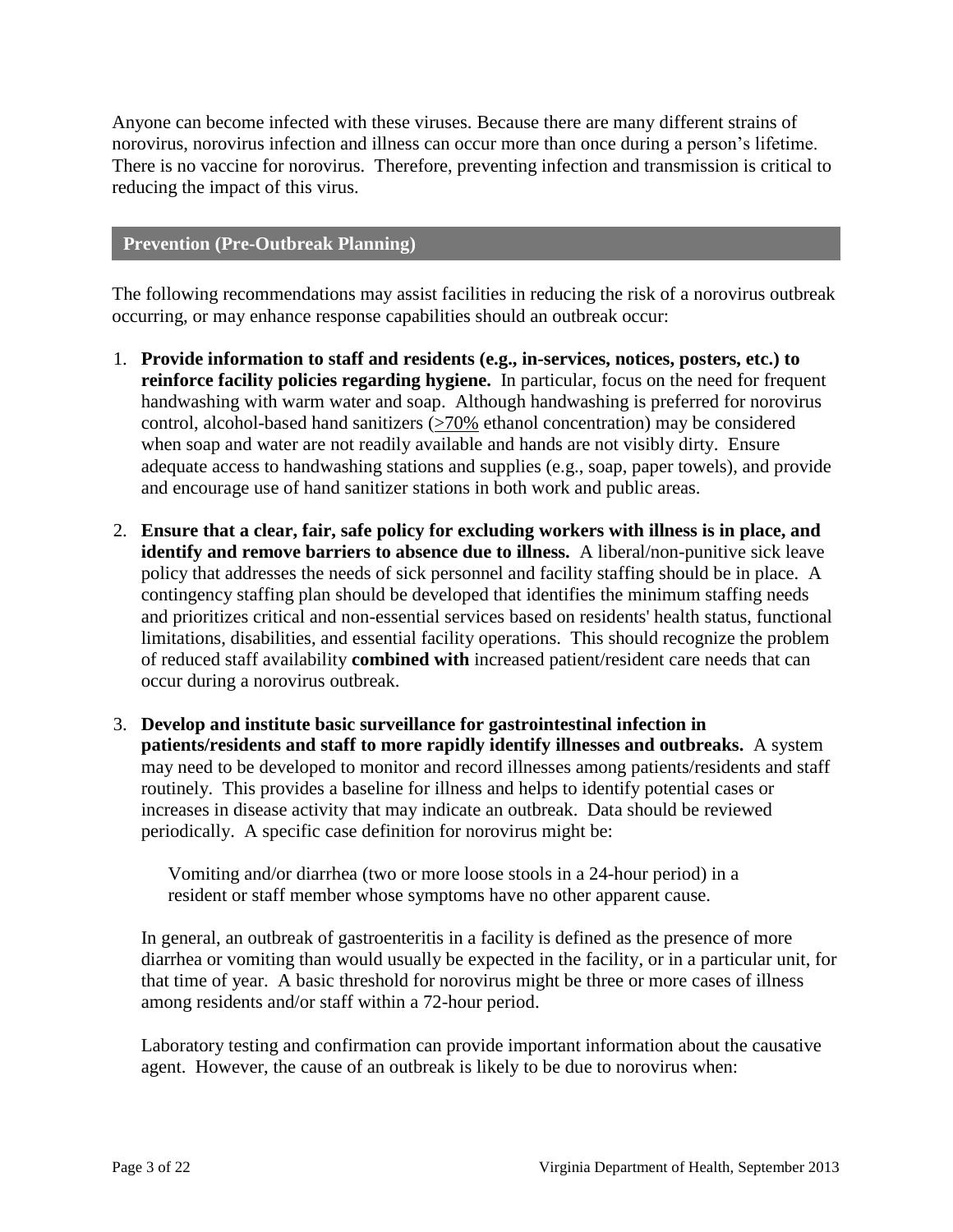Anyone can become infected with these viruses. Because there are many different strains of norovirus, norovirus infection and illness can occur more than once during a person's lifetime. There is no vaccine for norovirus. Therefore, preventing infection and transmission is critical to reducing the impact of this virus.

## Prevention (Pre-Outbreak Planning)

The following recommendations may assist facilities in reducing the risk of a norovirus outbreak occurring, or may enhance response capabilities should an outbreak occur:

1. **Provide information to staff and residents (e.g., in-services, notices, posters, etc.) to reinforce facility policies regarding hygiene.** In particular, focus on the need for frequent handwashing with warm water and soap. Although handwashing is preferred for norovirus control, alcohol-based hand sanitizers (≥70% ethanol concentration) may be considered when soap and water are not readily available and hands are not visibly dirty. Ensure adequate access to handwashing stations and supplies (e.g., soap, paper towels), and provide and encourage use of hand sanitizer stations in both work and public areas.

2. **Ensure that a clear, fair, safe policy for excluding workers with illness is in place, and identify and remove barriers to absence due to illness.** A liberal/non-punitive sick leave policy that addresses the needs of sick personnel and facility staffing should be in place. A contingency staffing plan should be developed that identifies the minimum staffing needs and prioritizes critical and non-essential services based on residents' health status, functional limitations, disabilities, and essential facility operations. This should recognize the problem of reduced staff availability **combined with** increased patient/resident care needs that can occur during a norovirus outbreak.

3. **Develop and institute basic surveillance for gastrointestinal infection in patients/residents and staff to more rapidly identify illnesses and outbreaks.** A system may need to be developed to monitor and record illnesses among patients/residents and staff routinely. This provides a baseline for illness and helps to identify potential cases or increases in disease activity that may indicate an outbreak. Data should be reviewed periodically. A specific case definition for norovirus might be:

   > Vomiting and/or diarrhea (two or more loose stools in a 24-hour period) in a resident or staff member whose symptoms have no other apparent cause.

   In general, an outbreak of gastroenteritis in a facility is defined as the presence of more diarrhea or vomiting than would usually be expected in the facility, or in a particular unit, for that time of year. A basic threshold for norovirus might be three or more cases of illness among residents and/or staff within a 72-hour period.

   Laboratory testing and confirmation can provide important information about the causative agent. However, the cause of an outbreak is likely to be due to norovirus when: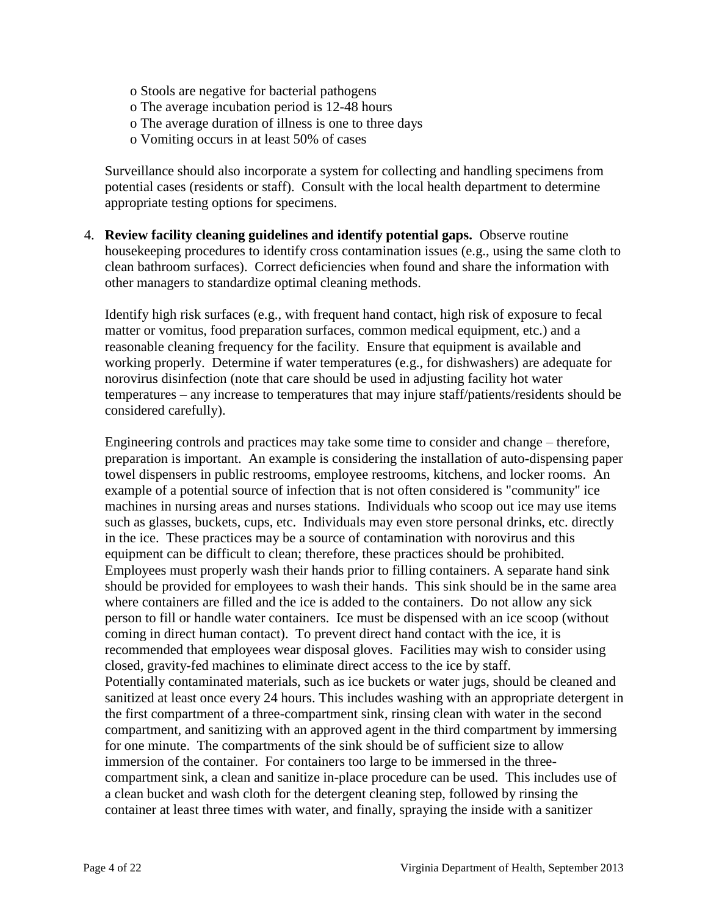- o Stools are negative for bacterial pathogens
- o The average incubation period is 12-48 hours
- o The average duration of illness is one to three days
- o Vomiting occurs in at least 50% of cases

Surveillance should also incorporate a system for collecting and handling specimens from potential cases (residents or staff). Consult with the local health department to determine appropriate testing options for specimens.

4. **Review facility cleaning guidelines and identify potential gaps.** Observe routine housekeeping procedures to identify cross contamination issues (e.g., using the same cloth to clean bathroom surfaces). Correct deficiencies when found and share the information with other managers to standardize optimal cleaning methods.

   Identify high risk surfaces (e.g., with frequent hand contact, high risk of exposure to fecal matter or vomitus, food preparation surfaces, common medical equipment, etc.) and a reasonable cleaning frequency for the facility. Ensure that equipment is available and working properly. Determine if water temperatures (e.g., for dishwashers) are adequate for norovirus disinfection (note that care should be used in adjusting facility hot water temperatures – any increase to temperatures that may injure staff/patients/residents should be considered carefully).

   Engineering controls and practices may take some time to consider and change – therefore, preparation is important. An example is considering the installation of auto-dispensing paper towel dispensers in public restrooms, employee restrooms, kitchens, and locker rooms. An example of a potential source of infection that is not often considered is "community" ice machines in nursing areas and nurses stations. Individuals who scoop out ice may use items such as glasses, buckets, cups, etc. Individuals may even store personal drinks, etc. directly in the ice. These practices may be a source of contamination with norovirus and this equipment can be difficult to clean; therefore, these practices should be prohibited. Employees must properly wash their hands prior to filling containers. A separate hand sink should be provided for employees to wash their hands. This sink should be in the same area where containers are filled and the ice is added to the containers. Do not allow any sick person to fill or handle water containers. Ice must be dispensed with an ice scoop (without coming in direct human contact). To prevent direct hand contact with the ice, it is recommended that employees wear disposal gloves. Facilities may wish to consider using closed, gravity-fed machines to eliminate direct access to the ice by staff.
   Potentially contaminated materials, such as ice buckets or water jugs, should be cleaned and sanitized at least once every 24 hours. This includes washing with an appropriate detergent in the first compartment of a three-compartment sink, rinsing clean with water in the second compartment, and sanitizing with an approved agent in the third compartment by immersing for one minute. The compartments of the sink should be of sufficient size to allow immersion of the container. For containers too large to be immersed in the three-compartment sink, a clean and sanitize in-place procedure can be used. This includes use of a clean bucket and wash cloth for the detergent cleaning step, followed by rinsing the container at least three times with water, and finally, spraying the inside with a sanitizer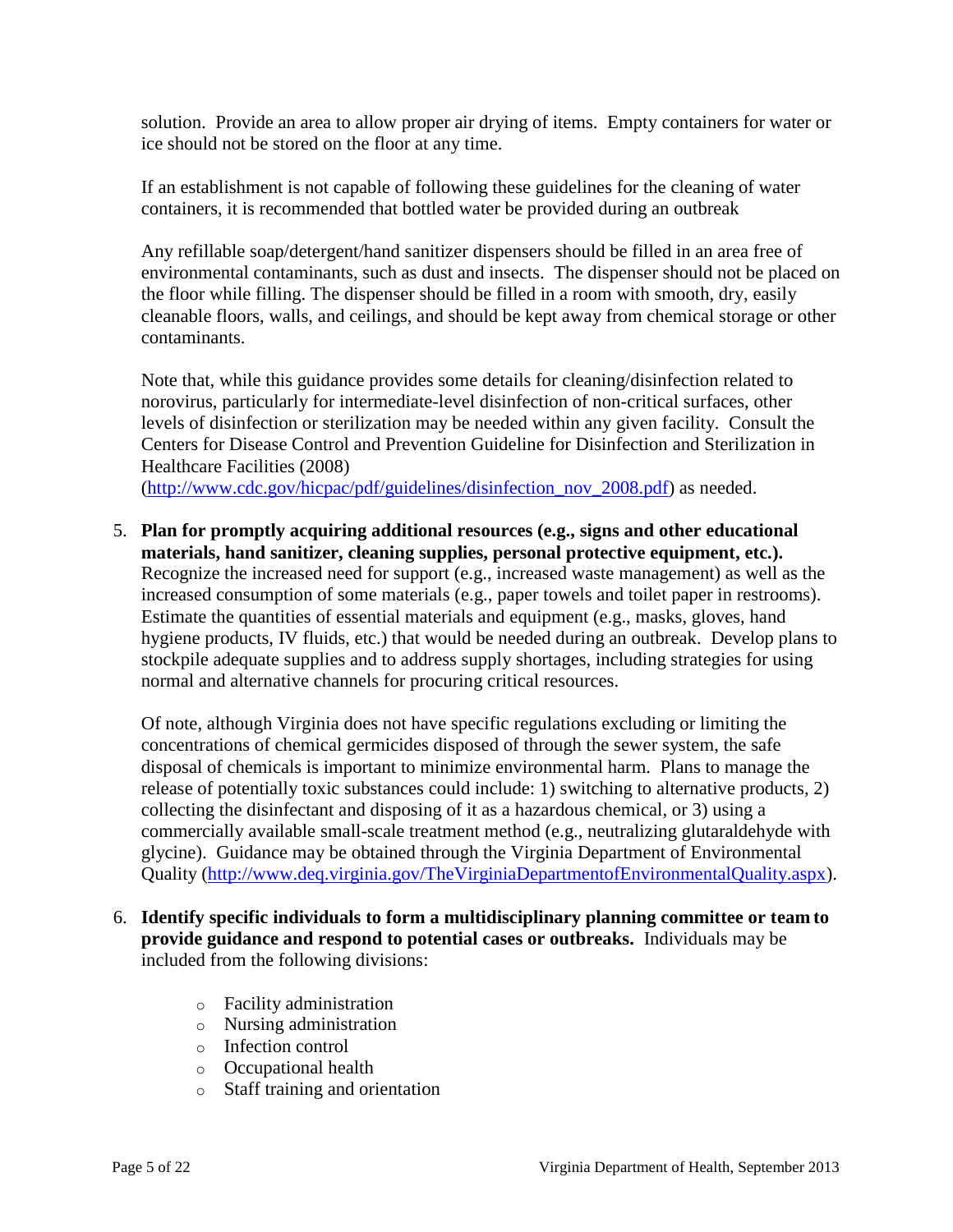solution. Provide an area to allow proper air drying of items. Empty containers for water or ice should not be stored on the floor at any time.

If an establishment is not capable of following these guidelines for the cleaning of water containers, it is recommended that bottled water be provided during an outbreak

Any refillable soap/detergent/hand sanitizer dispensers should be filled in an area free of environmental contaminants, such as dust and insects. The dispenser should not be placed on the floor while filling. The dispenser should be filled in a room with smooth, dry, easily cleanable floors, walls, and ceilings, and should be kept away from chemical storage or other contaminants.

Note that, while this guidance provides some details for cleaning/disinfection related to norovirus, particularly for intermediate-level disinfection of non-critical surfaces, other levels of disinfection or sterilization may be needed within any given facility. Consult the Centers for Disease Control and Prevention Guideline for Disinfection and Sterilization in Healthcare Facilities (2008) (http://www.cdc.gov/hicpac/pdf/guidelines/disinfection_nov_2008.pdf) as needed.

5. **Plan for promptly acquiring additional resources (e.g., signs and other educational materials, hand sanitizer, cleaning supplies, personal protective equipment, etc.).** Recognize the increased need for support (e.g., increased waste management) as well as the increased consumption of some materials (e.g., paper towels and toilet paper in restrooms). Estimate the quantities of essential materials and equipment (e.g., masks, gloves, hand hygiene products, IV fluids, etc.) that would be needed during an outbreak. Develop plans to stockpile adequate supplies and to address supply shortages, including strategies for using normal and alternative channels for procuring critical resources.

   Of note, although Virginia does not have specific regulations excluding or limiting the concentrations of chemical germicides disposed of through the sewer system, the safe disposal of chemicals is important to minimize environmental harm. Plans to manage the release of potentially toxic substances could include: 1) switching to alternative products, 2) collecting the disinfectant and disposing of it as a hazardous chemical, or 3) using a commercially available small-scale treatment method (e.g., neutralizing glutaraldehyde with glycine). Guidance may be obtained through the Virginia Department of Environmental Quality (http://www.deq.virginia.gov/TheVirginiaDepartmentofEnvironmentalQuality.aspx).

6. **Identify specific individuals to form a multidisciplinary planning committee or team to provide guidance and respond to potential cases or outbreaks.** Individuals may be included from the following divisions:

   - Facility administration
   - Nursing administration
   - Infection control
   - Occupational health
   - Staff training and orientation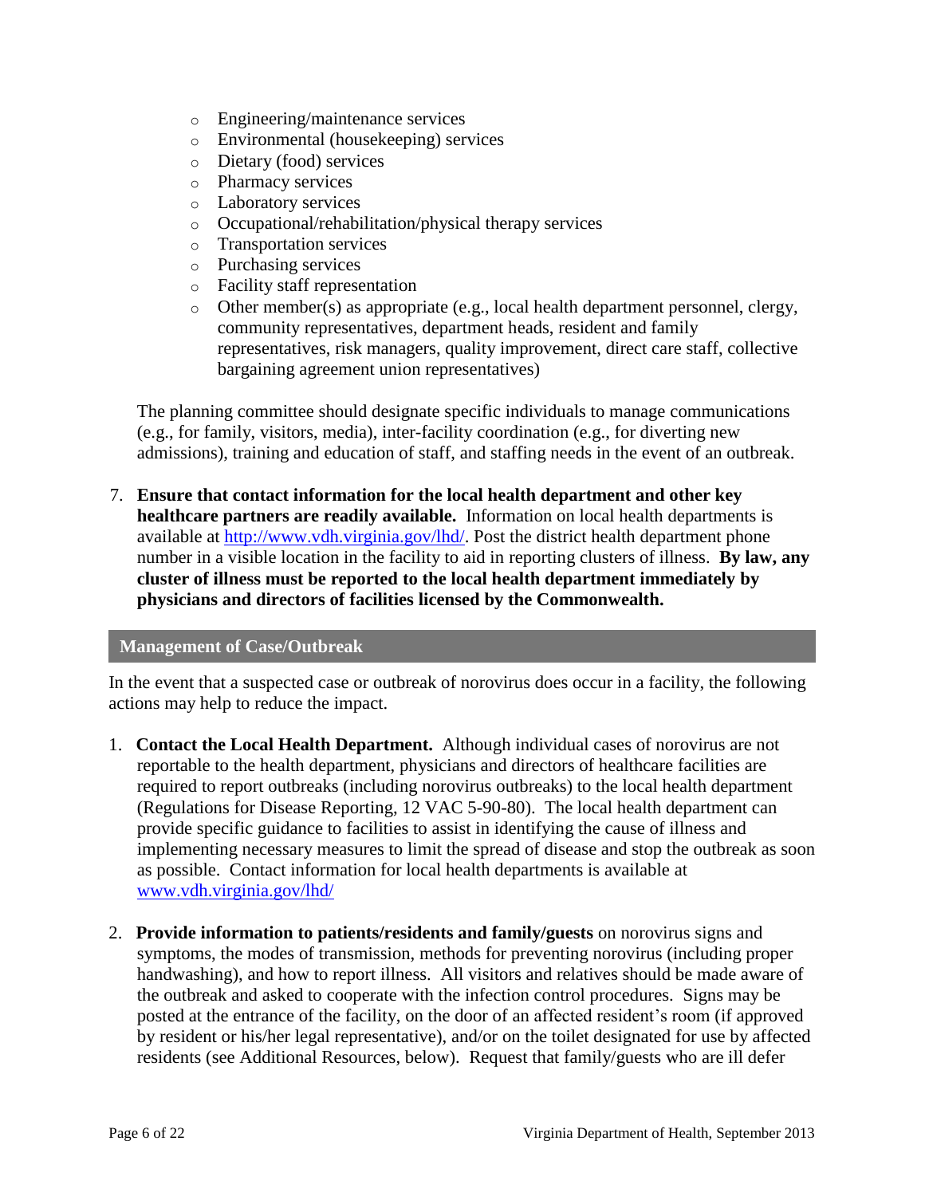- Engineering/maintenance services
- Environmental (housekeeping) services
- Dietary (food) services
- Pharmacy services
- Laboratory services
- Occupational/rehabilitation/physical therapy services
- Transportation services
- Purchasing services
- Facility staff representation
- Other member(s) as appropriate (e.g., local health department personnel, clergy, community representatives, department heads, resident and family representatives, risk managers, quality improvement, direct care staff, collective bargaining agreement union representatives)

The planning committee should designate specific individuals to manage communications (e.g., for family, visitors, media), inter-facility coordination (e.g., for diverting new admissions), training and education of staff, and staffing needs in the event of an outbreak.

7. **Ensure that contact information for the local health department and other key healthcare partners are readily available.** Information on local health departments is available at [http://www.vdh.virginia.gov/lhd/](http://www.vdh.virginia.gov/lhd/). Post the district health department phone number in a visible location in the facility to aid in reporting clusters of illness. **By law, any cluster of illness must be reported to the local health department immediately by physicians and directors of facilities licensed by the Commonwealth.**

## Management of Case/Outbreak

In the event that a suspected case or outbreak of norovirus does occur in a facility, the following actions may help to reduce the impact.

1. **Contact the Local Health Department.** Although individual cases of norovirus are not reportable to the health department, physicians and directors of healthcare facilities are required to report outbreaks (including norovirus outbreaks) to the local health department (Regulations for Disease Reporting, 12 VAC 5-90-80). The local health department can provide specific guidance to facilities to assist in identifying the cause of illness and implementing necessary measures to limit the spread of disease and stop the outbreak as soon as possible. Contact information for local health departments is available at [www.vdh.virginia.gov/lhd/](http://www.vdh.virginia.gov/lhd/)

2. **Provide information to patients/residents and family/guests** on norovirus signs and symptoms, the modes of transmission, methods for preventing norovirus (including proper handwashing), and how to report illness. All visitors and relatives should be made aware of the outbreak and asked to cooperate with the infection control procedures. Signs may be posted at the entrance of the facility, on the door of an affected resident's room (if approved by resident or his/her legal representative), and/or on the toilet designated for use by affected residents (see Additional Resources, below). Request that family/guests who are ill defer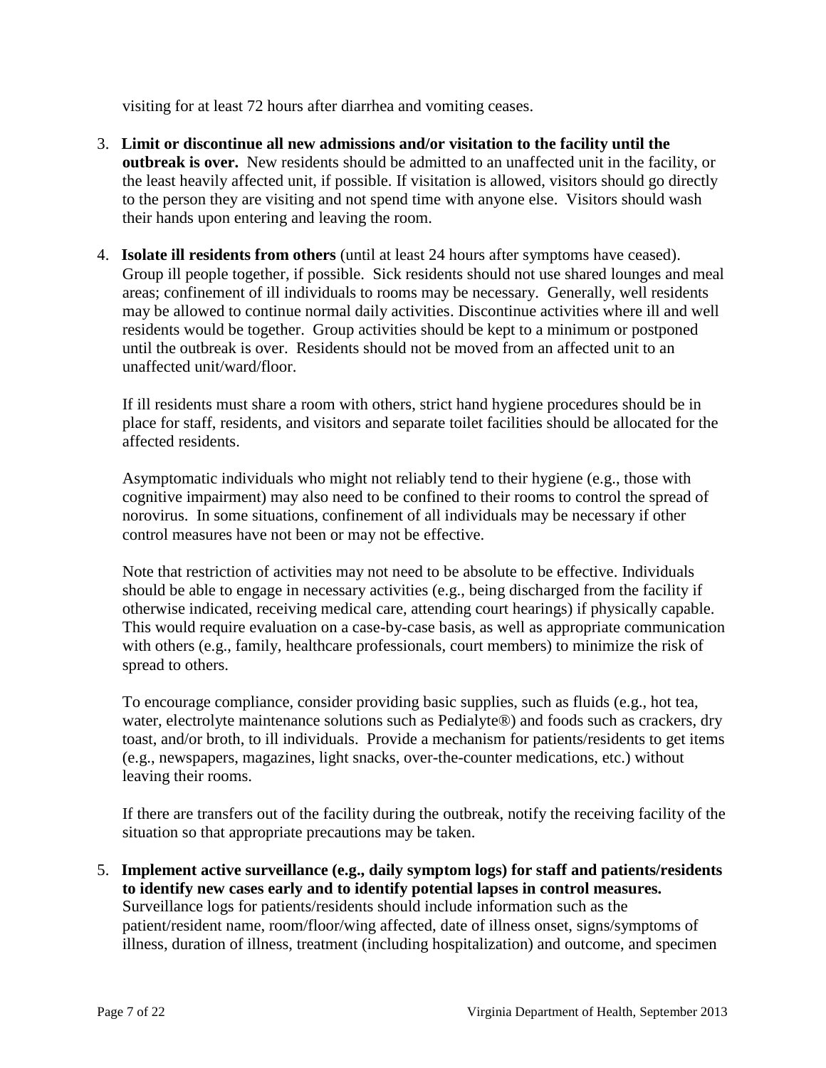visiting for at least 72 hours after diarrhea and vomiting ceases.

3. **Limit or discontinue all new admissions and/or visitation to the facility until the outbreak is over.** New residents should be admitted to an unaffected unit in the facility, or the least heavily affected unit, if possible. If visitation is allowed, visitors should go directly to the person they are visiting and not spend time with anyone else. Visitors should wash their hands upon entering and leaving the room.

4. **Isolate ill residents from others** (until at least 24 hours after symptoms have ceased). Group ill people together, if possible. Sick residents should not use shared lounges and meal areas; confinement of ill individuals to rooms may be necessary. Generally, well residents may be allowed to continue normal daily activities. Discontinue activities where ill and well residents would be together. Group activities should be kept to a minimum or postponed until the outbreak is over. Residents should not be moved from an affected unit to an unaffected unit/ward/floor.

   If ill residents must share a room with others, strict hand hygiene procedures should be in place for staff, residents, and visitors and separate toilet facilities should be allocated for the affected residents.

   Asymptomatic individuals who might not reliably tend to their hygiene (e.g., those with cognitive impairment) may also need to be confined to their rooms to control the spread of norovirus. In some situations, confinement of all individuals may be necessary if other control measures have not been or may not be effective.

   Note that restriction of activities may not need to be absolute to be effective. Individuals should be able to engage in necessary activities (e.g., being discharged from the facility if otherwise indicated, receiving medical care, attending court hearings) if physically capable. This would require evaluation on a case-by-case basis, as well as appropriate communication with others (e.g., family, healthcare professionals, court members) to minimize the risk of spread to others.

   To encourage compliance, consider providing basic supplies, such as fluids (e.g., hot tea, water, electrolyte maintenance solutions such as Pedialyte®) and foods such as crackers, dry toast, and/or broth, to ill individuals. Provide a mechanism for patients/residents to get items (e.g., newspapers, magazines, light snacks, over-the-counter medications, etc.) without leaving their rooms.

   If there are transfers out of the facility during the outbreak, notify the receiving facility of the situation so that appropriate precautions may be taken.

5. **Implement active surveillance (e.g., daily symptom logs) for staff and patients/residents to identify new cases early and to identify potential lapses in control measures.** Surveillance logs for patients/residents should include information such as the patient/resident name, room/floor/wing affected, date of illness onset, signs/symptoms of illness, duration of illness, treatment (including hospitalization) and outcome, and specimen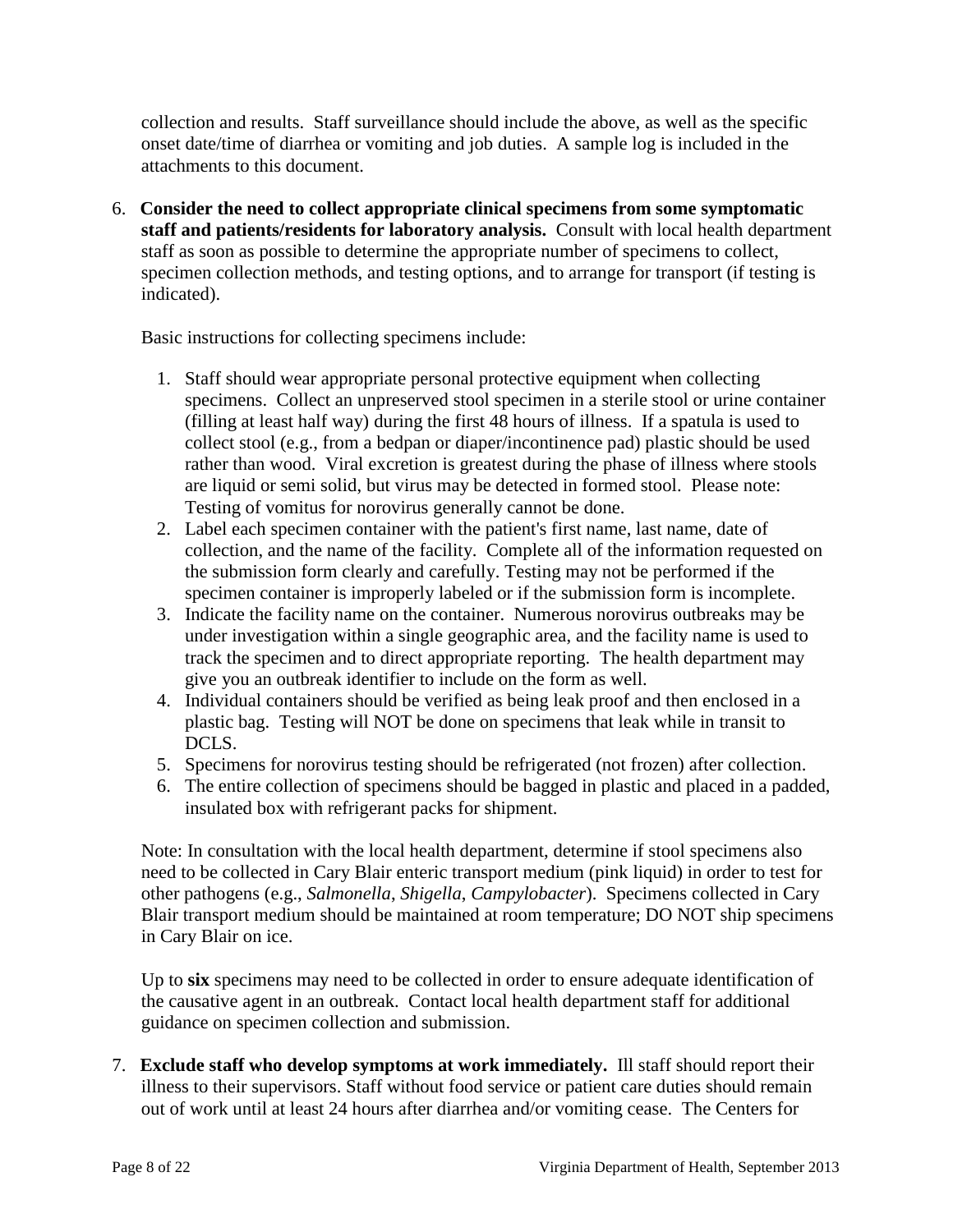collection and results. Staff surveillance should include the above, as well as the specific onset date/time of diarrhea or vomiting and job duties. A sample log is included in the attachments to this document.

6. **Consider the need to collect appropriate clinical specimens from some symptomatic staff and patients/residents for laboratory analysis.** Consult with local health department staff as soon as possible to determine the appropriate number of specimens to collect, specimen collection methods, and testing options, and to arrange for transport (if testing is indicated).

   Basic instructions for collecting specimens include:

   1. Staff should wear appropriate personal protective equipment when collecting specimens. Collect an unpreserved stool specimen in a sterile stool or urine container (filling at least half way) during the first 48 hours of illness. If a spatula is used to collect stool (e.g., from a bedpan or diaper/incontinence pad) plastic should be used rather than wood. Viral excretion is greatest during the phase of illness where stools are liquid or semi solid, but virus may be detected in formed stool. Please note: Testing of vomitus for norovirus generally cannot be done.
   2. Label each specimen container with the patient's first name, last name, date of collection, and the name of the facility. Complete all of the information requested on the submission form clearly and carefully. Testing may not be performed if the specimen container is improperly labeled or if the submission form is incomplete.
   3. Indicate the facility name on the container. Numerous norovirus outbreaks may be under investigation within a single geographic area, and the facility name is used to track the specimen and to direct appropriate reporting. The health department may give you an outbreak identifier to include on the form as well.
   4. Individual containers should be verified as being leak proof and then enclosed in a plastic bag. Testing will NOT be done on specimens that leak while in transit to DCLS.
   5. Specimens for norovirus testing should be refrigerated (not frozen) after collection.
   6. The entire collection of specimens should be bagged in plastic and placed in a padded, insulated box with refrigerant packs for shipment.

   Note: In consultation with the local health department, determine if stool specimens also need to be collected in Cary Blair enteric transport medium (pink liquid) in order to test for other pathogens (e.g., *Salmonella*, *Shigella*, *Campylobacter*). Specimens collected in Cary Blair transport medium should be maintained at room temperature; DO NOT ship specimens in Cary Blair on ice.

   Up to **six** specimens may need to be collected in order to ensure adequate identification of the causative agent in an outbreak. Contact local health department staff for additional guidance on specimen collection and submission.

7. **Exclude staff who develop symptoms at work immediately.** Ill staff should report their illness to their supervisors. Staff without food service or patient care duties should remain out of work until at least 24 hours after diarrhea and/or vomiting cease. The Centers for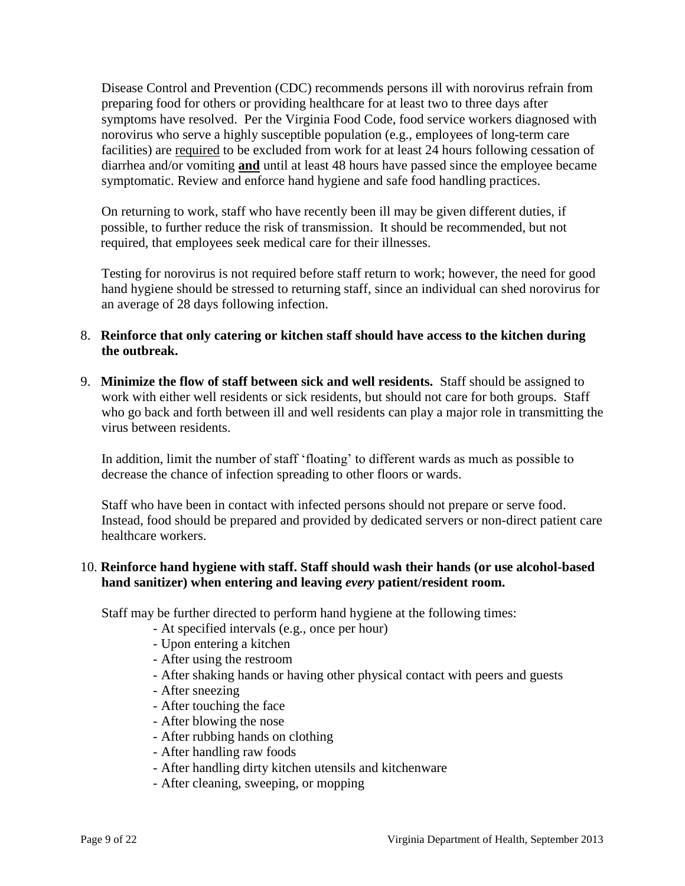Disease Control and Prevention (CDC) recommends persons ill with norovirus refrain from preparing food for others or providing healthcare for at least two to three days after symptoms have resolved. Per the Virginia Food Code, food service workers diagnosed with norovirus who serve a highly susceptible population (e.g., employees of long-term care facilities) are <u>required</u> to be excluded from work for at least 24 hours following cessation of diarrhea and/or vomiting **<u>and</u>** until at least 48 hours have passed since the employee became symptomatic. Review and enforce hand hygiene and safe food handling practices.

On returning to work, staff who have recently been ill may be given different duties, if possible, to further reduce the risk of transmission. It should be recommended, but not required, that employees seek medical care for their illnesses.

Testing for norovirus is not required before staff return to work; however, the need for good hand hygiene should be stressed to returning staff, since an individual can shed norovirus for an average of 28 days following infection.

8. **Reinforce that only catering or kitchen staff should have access to the kitchen during the outbreak.**

9. **Minimize the flow of staff between sick and well residents.** Staff should be assigned to work with either well residents or sick residents, but should not care for both groups. Staff who go back and forth between ill and well residents can play a major role in transmitting the virus between residents.

   In addition, limit the number of staff 'floating' to different wards as much as possible to decrease the chance of infection spreading to other floors or wards.

   Staff who have been in contact with infected persons should not prepare or serve food. Instead, food should be prepared and provided by dedicated servers or non-direct patient care healthcare workers.

10. **Reinforce hand hygiene with staff. Staff should wash their hands (or use alcohol-based hand sanitizer) when entering and leaving *every* patient/resident room.**

    Staff may be further directed to perform hand hygiene at the following times:

    - At specified intervals (e.g., once per hour)
    - Upon entering a kitchen
    - After using the restroom
    - After shaking hands or having other physical contact with peers and guests
    - After sneezing
    - After touching the face
    - After blowing the nose
    - After rubbing hands on clothing
    - After handling raw foods
    - After handling dirty kitchen utensils and kitchenware
    - After cleaning, sweeping, or mopping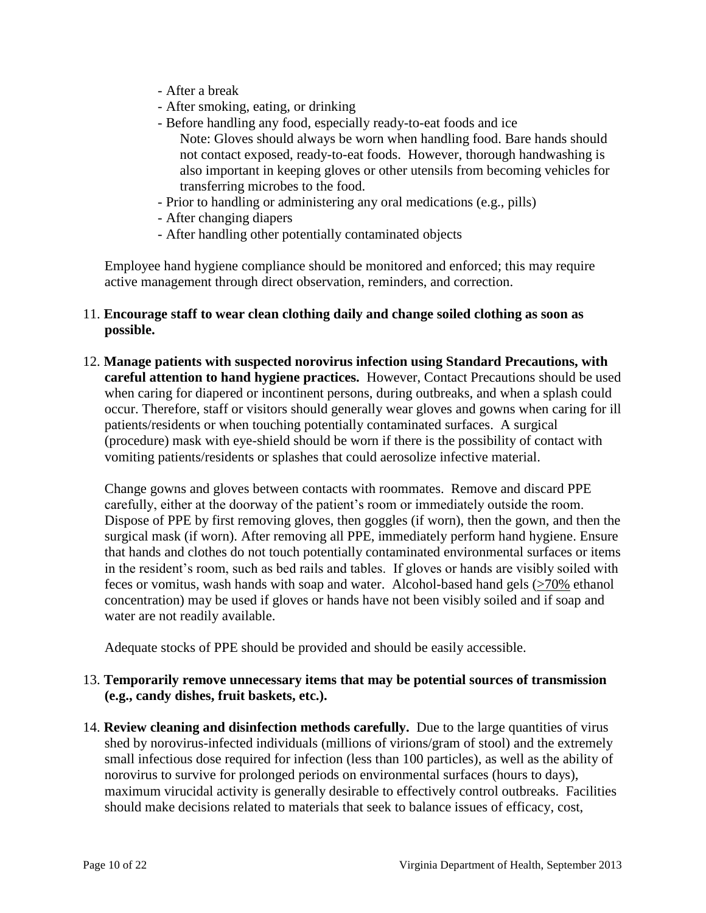- After a break
- After smoking, eating, or drinking
- Before handling any food, especially ready-to-eat foods and ice
  Note: Gloves should always be worn when handling food. Bare hands should not contact exposed, ready-to-eat foods. However, thorough handwashing is also important in keeping gloves or other utensils from becoming vehicles for transferring microbes to the food.
- Prior to handling or administering any oral medications (e.g., pills)
- After changing diapers
- After handling other potentially contaminated objects

Employee hand hygiene compliance should be monitored and enforced; this may require active management through direct observation, reminders, and correction.

11. **Encourage staff to wear clean clothing daily and change soiled clothing as soon as possible.**

12. **Manage patients with suspected norovirus infection using Standard Precautions, with careful attention to hand hygiene practices.** However, Contact Precautions should be used when caring for diapered or incontinent persons, during outbreaks, and when a splash could occur. Therefore, staff or visitors should generally wear gloves and gowns when caring for ill patients/residents or when touching potentially contaminated surfaces. A surgical (procedure) mask with eye-shield should be worn if there is the possibility of contact with vomiting patients/residents or splashes that could aerosolize infective material.

    Change gowns and gloves between contacts with roommates. Remove and discard PPE carefully, either at the doorway of the patient's room or immediately outside the room. Dispose of PPE by first removing gloves, then goggles (if worn), then the gown, and then the surgical mask (if worn). After removing all PPE, immediately perform hand hygiene. Ensure that hands and clothes do not touch potentially contaminated environmental surfaces or items in the resident's room, such as bed rails and tables. If gloves or hands are visibly soiled with feces or vomitus, wash hands with soap and water. Alcohol-based hand gels (≥70% ethanol concentration) may be used if gloves or hands have not been visibly soiled and if soap and water are not readily available.

    Adequate stocks of PPE should be provided and should be easily accessible.

13. **Temporarily remove unnecessary items that may be potential sources of transmission (e.g., candy dishes, fruit baskets, etc.).**

14. **Review cleaning and disinfection methods carefully.** Due to the large quantities of virus shed by norovirus-infected individuals (millions of virions/gram of stool) and the extremely small infectious dose required for infection (less than 100 particles), as well as the ability of norovirus to survive for prolonged periods on environmental surfaces (hours to days), maximum virucidal activity is generally desirable to effectively control outbreaks. Facilities should make decisions related to materials that seek to balance issues of efficacy, cost,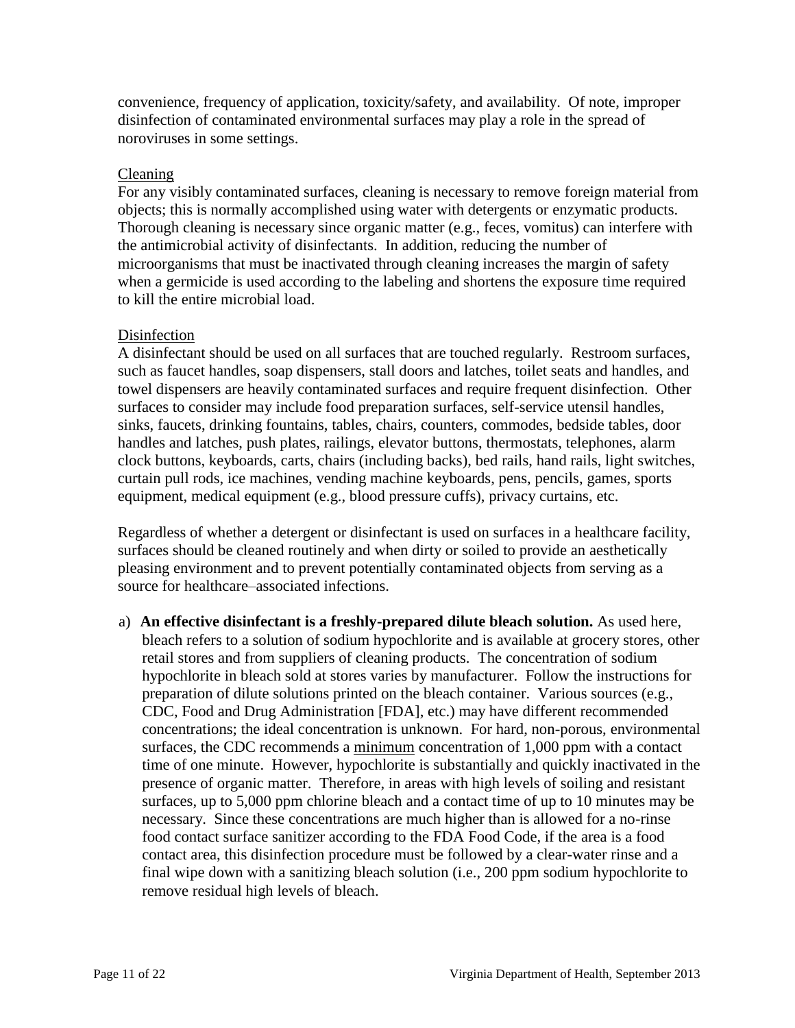convenience, frequency of application, toxicity/safety, and availability. Of note, improper disinfection of contaminated environmental surfaces may play a role in the spread of noroviruses in some settings.

Cleaning

For any visibly contaminated surfaces, cleaning is necessary to remove foreign material from objects; this is normally accomplished using water with detergents or enzymatic products. Thorough cleaning is necessary since organic matter (e.g., feces, vomitus) can interfere with the antimicrobial activity of disinfectants. In addition, reducing the number of microorganisms that must be inactivated through cleaning increases the margin of safety when a germicide is used according to the labeling and shortens the exposure time required to kill the entire microbial load.

Disinfection

A disinfectant should be used on all surfaces that are touched regularly. Restroom surfaces, such as faucet handles, soap dispensers, stall doors and latches, toilet seats and handles, and towel dispensers are heavily contaminated surfaces and require frequent disinfection. Other surfaces to consider may include food preparation surfaces, self-service utensil handles, sinks, faucets, drinking fountains, tables, chairs, counters, commodes, bedside tables, door handles and latches, push plates, railings, elevator buttons, thermostats, telephones, alarm clock buttons, keyboards, carts, chairs (including backs), bed rails, hand rails, light switches, curtain pull rods, ice machines, vending machine keyboards, pens, pencils, games, sports equipment, medical equipment (e.g., blood pressure cuffs), privacy curtains, etc.

Regardless of whether a detergent or disinfectant is used on surfaces in a healthcare facility, surfaces should be cleaned routinely and when dirty or soiled to provide an aesthetically pleasing environment and to prevent potentially contaminated objects from serving as a source for healthcare–associated infections.

a) **An effective disinfectant is a freshly-prepared dilute bleach solution.** As used here, bleach refers to a solution of sodium hypochlorite and is available at grocery stores, other retail stores and from suppliers of cleaning products. The concentration of sodium hypochlorite in bleach sold at stores varies by manufacturer. Follow the instructions for preparation of dilute solutions printed on the bleach container. Various sources (e.g., CDC, Food and Drug Administration [FDA], etc.) may have different recommended concentrations; the ideal concentration is unknown. For hard, non-porous, environmental surfaces, the CDC recommends a minimum concentration of 1,000 ppm with a contact time of one minute. However, hypochlorite is substantially and quickly inactivated in the presence of organic matter. Therefore, in areas with high levels of soiling and resistant surfaces, up to 5,000 ppm chlorine bleach and a contact time of up to 10 minutes may be necessary. Since these concentrations are much higher than is allowed for a no-rinse food contact surface sanitizer according to the FDA Food Code, if the area is a food contact area, this disinfection procedure must be followed by a clear-water rinse and a final wipe down with a sanitizing bleach solution (i.e., 200 ppm sodium hypochlorite to remove residual high levels of bleach.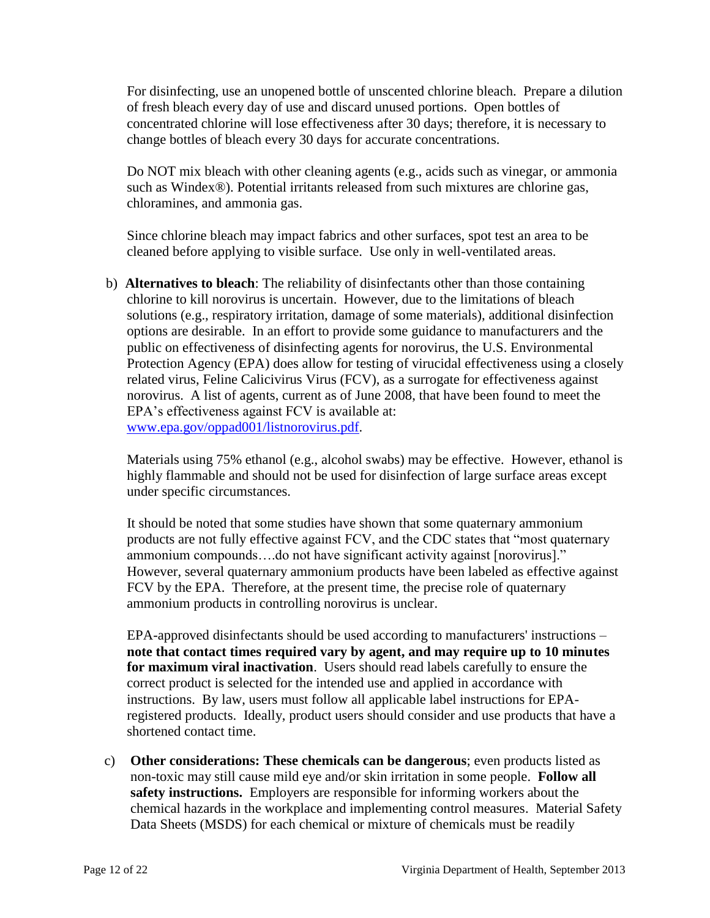For disinfecting, use an unopened bottle of unscented chlorine bleach. Prepare a dilution of fresh bleach every day of use and discard unused portions. Open bottles of concentrated chlorine will lose effectiveness after 30 days; therefore, it is necessary to change bottles of bleach every 30 days for accurate concentrations.

Do NOT mix bleach with other cleaning agents (e.g., acids such as vinegar, or ammonia such as Windex®). Potential irritants released from such mixtures are chlorine gas, chloramines, and ammonia gas.

Since chlorine bleach may impact fabrics and other surfaces, spot test an area to be cleaned before applying to visible surface. Use only in well-ventilated areas.

b) **Alternatives to bleach**: The reliability of disinfectants other than those containing chlorine to kill norovirus is uncertain. However, due to the limitations of bleach solutions (e.g., respiratory irritation, damage of some materials), additional disinfection options are desirable. In an effort to provide some guidance to manufacturers and the public on effectiveness of disinfecting agents for norovirus, the U.S. Environmental Protection Agency (EPA) does allow for testing of virucidal effectiveness using a closely related virus, Feline Calicivirus Virus (FCV), as a surrogate for effectiveness against norovirus. A list of agents, current as of June 2008, that have been found to meet the EPA's effectiveness against FCV is available at: [www.epa.gov/oppad001/listnorovirus.pdf](www.epa.gov/oppad001/listnorovirus.pdf).

   Materials using 75% ethanol (e.g., alcohol swabs) may be effective. However, ethanol is highly flammable and should not be used for disinfection of large surface areas except under specific circumstances.

   It should be noted that some studies have shown that some quaternary ammonium products are not fully effective against FCV, and the CDC states that "most quaternary ammonium compounds….do not have significant activity against [norovirus]." However, several quaternary ammonium products have been labeled as effective against FCV by the EPA. Therefore, at the present time, the precise role of quaternary ammonium products in controlling norovirus is unclear.

   EPA-approved disinfectants should be used according to manufacturers' instructions – **note that contact times required vary by agent, and may require up to 10 minutes for maximum viral inactivation**. Users should read labels carefully to ensure the correct product is selected for the intended use and applied in accordance with instructions. By law, users must follow all applicable label instructions for EPA-registered products. Ideally, product users should consider and use products that have a shortened contact time.

c) **Other considerations: These chemicals can be dangerous**; even products listed as non-toxic may still cause mild eye and/or skin irritation in some people. **Follow all safety instructions.** Employers are responsible for informing workers about the chemical hazards in the workplace and implementing control measures. Material Safety Data Sheets (MSDS) for each chemical or mixture of chemicals must be readily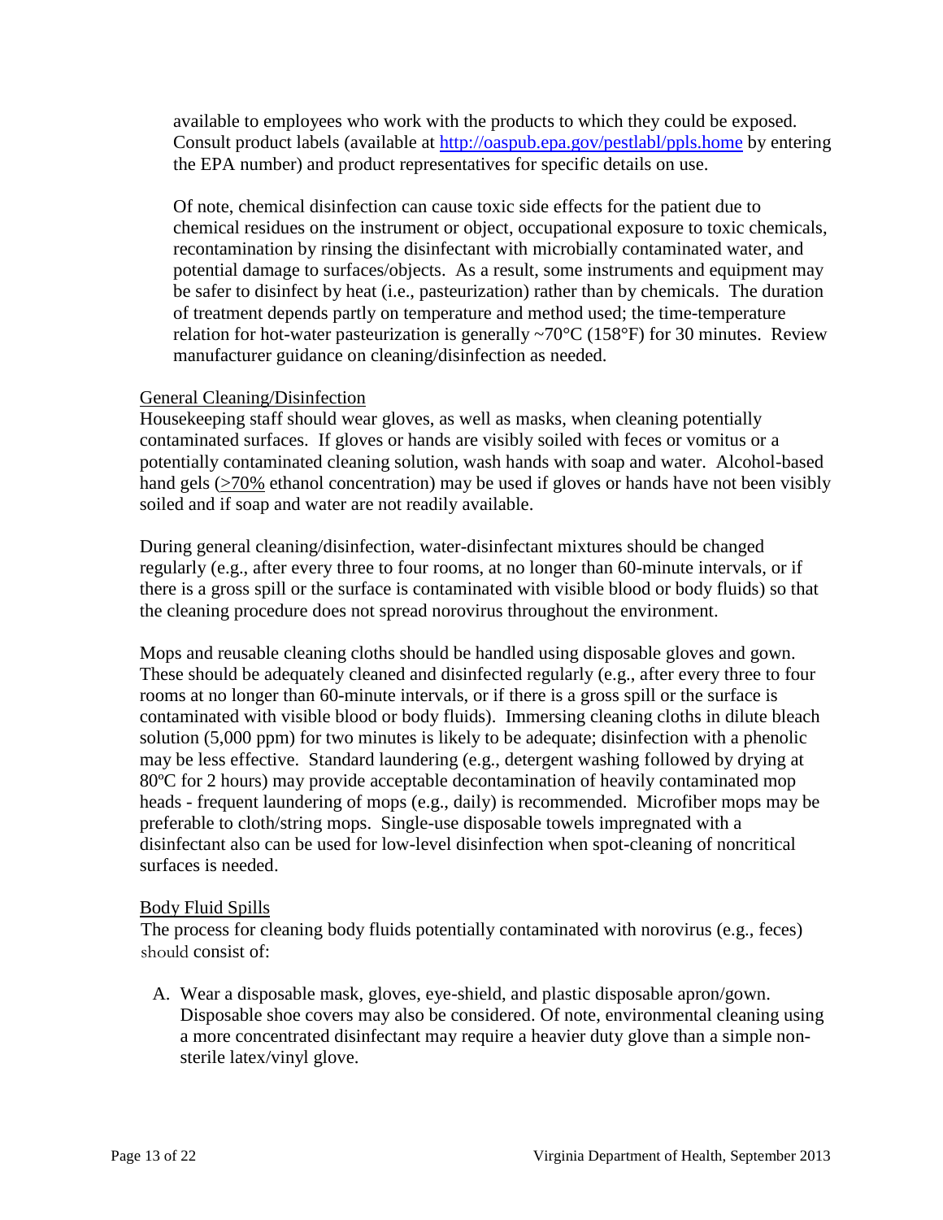available to employees who work with the products to which they could be exposed. Consult product labels (available at http://oaspub.epa.gov/pestlabl/ppls.home by entering the EPA number) and product representatives for specific details on use.

Of note, chemical disinfection can cause toxic side effects for the patient due to chemical residues on the instrument or object, occupational exposure to toxic chemicals, recontamination by rinsing the disinfectant with microbially contaminated water, and potential damage to surfaces/objects. As a result, some instruments and equipment may be safer to disinfect by heat (i.e., pasteurization) rather than by chemicals. The duration of treatment depends partly on temperature and method used; the time-temperature relation for hot-water pasteurization is generally ~70°C (158°F) for 30 minutes. Review manufacturer guidance on cleaning/disinfection as needed.

General Cleaning/Disinfection

Housekeeping staff should wear gloves, as well as masks, when cleaning potentially contaminated surfaces. If gloves or hands are visibly soiled with feces or vomitus or a potentially contaminated cleaning solution, wash hands with soap and water. Alcohol-based hand gels (≥70% ethanol concentration) may be used if gloves or hands have not been visibly soiled and if soap and water are not readily available.

During general cleaning/disinfection, water-disinfectant mixtures should be changed regularly (e.g., after every three to four rooms, at no longer than 60-minute intervals, or if there is a gross spill or the surface is contaminated with visible blood or body fluids) so that the cleaning procedure does not spread norovirus throughout the environment.

Mops and reusable cleaning cloths should be handled using disposable gloves and gown. These should be adequately cleaned and disinfected regularly (e.g., after every three to four rooms at no longer than 60-minute intervals, or if there is a gross spill or the surface is contaminated with visible blood or body fluids). Immersing cleaning cloths in dilute bleach solution (5,000 ppm) for two minutes is likely to be adequate; disinfection with a phenolic may be less effective. Standard laundering (e.g., detergent washing followed by drying at 80ºC for 2 hours) may provide acceptable decontamination of heavily contaminated mop heads - frequent laundering of mops (e.g., daily) is recommended. Microfiber mops may be preferable to cloth/string mops. Single-use disposable towels impregnated with a disinfectant also can be used for low-level disinfection when spot-cleaning of noncritical surfaces is needed.

Body Fluid Spills

The process for cleaning body fluids potentially contaminated with norovirus (e.g., feces) should consist of:

A. Wear a disposable mask, gloves, eye-shield, and plastic disposable apron/gown. Disposable shoe covers may also be considered. Of note, environmental cleaning using a more concentrated disinfectant may require a heavier duty glove than a simple non-sterile latex/vinyl glove.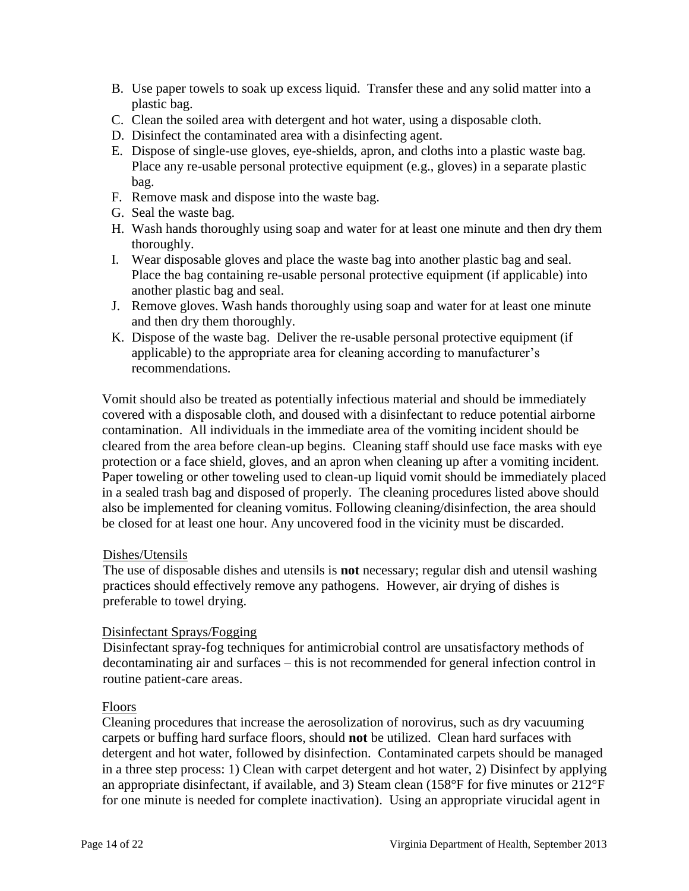B. Use paper towels to soak up excess liquid. Transfer these and any solid matter into a plastic bag.
C. Clean the soiled area with detergent and hot water, using a disposable cloth.
D. Disinfect the contaminated area with a disinfecting agent.
E. Dispose of single-use gloves, eye-shields, apron, and cloths into a plastic waste bag. Place any re-usable personal protective equipment (e.g., gloves) in a separate plastic bag.
F. Remove mask and dispose into the waste bag.
G. Seal the waste bag.
H. Wash hands thoroughly using soap and water for at least one minute and then dry them thoroughly.
I. Wear disposable gloves and place the waste bag into another plastic bag and seal. Place the bag containing re-usable personal protective equipment (if applicable) into another plastic bag and seal.
J. Remove gloves. Wash hands thoroughly using soap and water for at least one minute and then dry them thoroughly.
K. Dispose of the waste bag. Deliver the re-usable personal protective equipment (if applicable) to the appropriate area for cleaning according to manufacturer's recommendations.

Vomit should also be treated as potentially infectious material and should be immediately covered with a disposable cloth, and doused with a disinfectant to reduce potential airborne contamination. All individuals in the immediate area of the vomiting incident should be cleared from the area before clean-up begins. Cleaning staff should use face masks with eye protection or a face shield, gloves, and an apron when cleaning up after a vomiting incident. Paper toweling or other toweling used to clean-up liquid vomit should be immediately placed in a sealed trash bag and disposed of properly. The cleaning procedures listed above should also be implemented for cleaning vomitus. Following cleaning/disinfection, the area should be closed for at least one hour. Any uncovered food in the vicinity must be discarded.

Dishes/Utensils

The use of disposable dishes and utensils is **not** necessary; regular dish and utensil washing practices should effectively remove any pathogens. However, air drying of dishes is preferable to towel drying.

Disinfectant Sprays/Fogging

Disinfectant spray-fog techniques for antimicrobial control are unsatisfactory methods of decontaminating air and surfaces – this is not recommended for general infection control in routine patient-care areas.

Floors

Cleaning procedures that increase the aerosolization of norovirus, such as dry vacuuming carpets or buffing hard surface floors, should **not** be utilized. Clean hard surfaces with detergent and hot water, followed by disinfection. Contaminated carpets should be managed in a three step process: 1) Clean with carpet detergent and hot water, 2) Disinfect by applying an appropriate disinfectant, if available, and 3) Steam clean (158°F for five minutes or 212°F for one minute is needed for complete inactivation). Using an appropriate virucidal agent in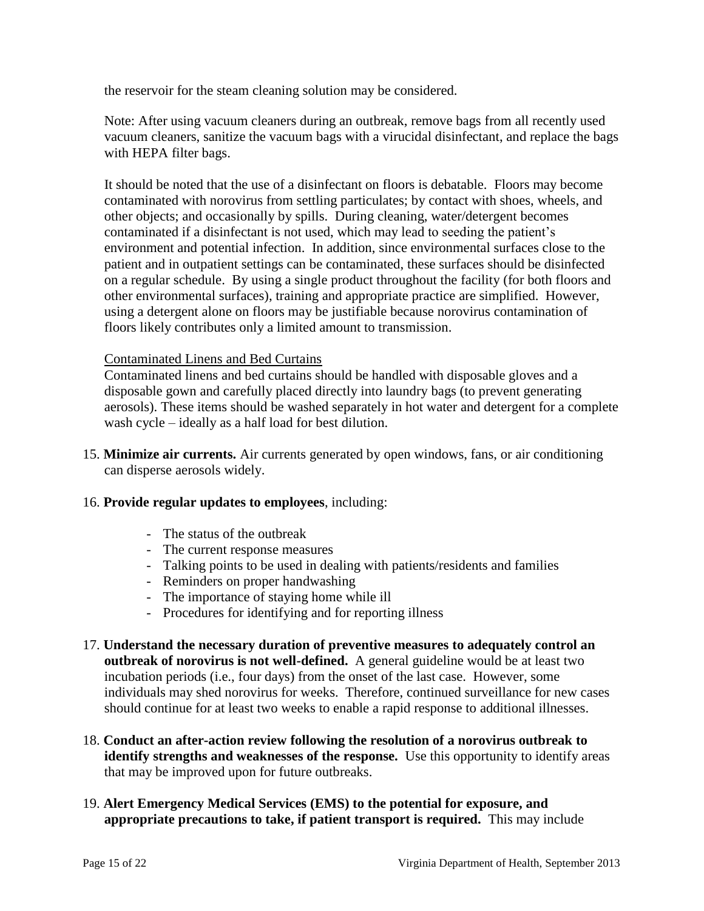the reservoir for the steam cleaning solution may be considered.

Note: After using vacuum cleaners during an outbreak, remove bags from all recently used vacuum cleaners, sanitize the vacuum bags with a virucidal disinfectant, and replace the bags with HEPA filter bags.

It should be noted that the use of a disinfectant on floors is debatable. Floors may become contaminated with norovirus from settling particulates; by contact with shoes, wheels, and other objects; and occasionally by spills. During cleaning, water/detergent becomes contaminated if a disinfectant is not used, which may lead to seeding the patient's environment and potential infection. In addition, since environmental surfaces close to the patient and in outpatient settings can be contaminated, these surfaces should be disinfected on a regular schedule. By using a single product throughout the facility (for both floors and other environmental surfaces), training and appropriate practice are simplified. However, using a detergent alone on floors may be justifiable because norovirus contamination of floors likely contributes only a limited amount to transmission.

<u>Contaminated Linens and Bed Curtains</u>

Contaminated linens and bed curtains should be handled with disposable gloves and a disposable gown and carefully placed directly into laundry bags (to prevent generating aerosols). These items should be washed separately in hot water and detergent for a complete wash cycle – ideally as a half load for best dilution.

15. **Minimize air currents.** Air currents generated by open windows, fans, or air conditioning can disperse aerosols widely.

16. **Provide regular updates to employees**, including:

    - The status of the outbreak
    - The current response measures
    - Talking points to be used in dealing with patients/residents and families
    - Reminders on proper handwashing
    - The importance of staying home while ill
    - Procedures for identifying and for reporting illness

17. **Understand the necessary duration of preventive measures to adequately control an outbreak of norovirus is not well-defined.** A general guideline would be at least two incubation periods (i.e., four days) from the onset of the last case. However, some individuals may shed norovirus for weeks. Therefore, continued surveillance for new cases should continue for at least two weeks to enable a rapid response to additional illnesses.

18. **Conduct an after-action review following the resolution of a norovirus outbreak to identify strengths and weaknesses of the response.** Use this opportunity to identify areas that may be improved upon for future outbreaks.

19. **Alert Emergency Medical Services (EMS) to the potential for exposure, and appropriate precautions to take, if patient transport is required.** This may include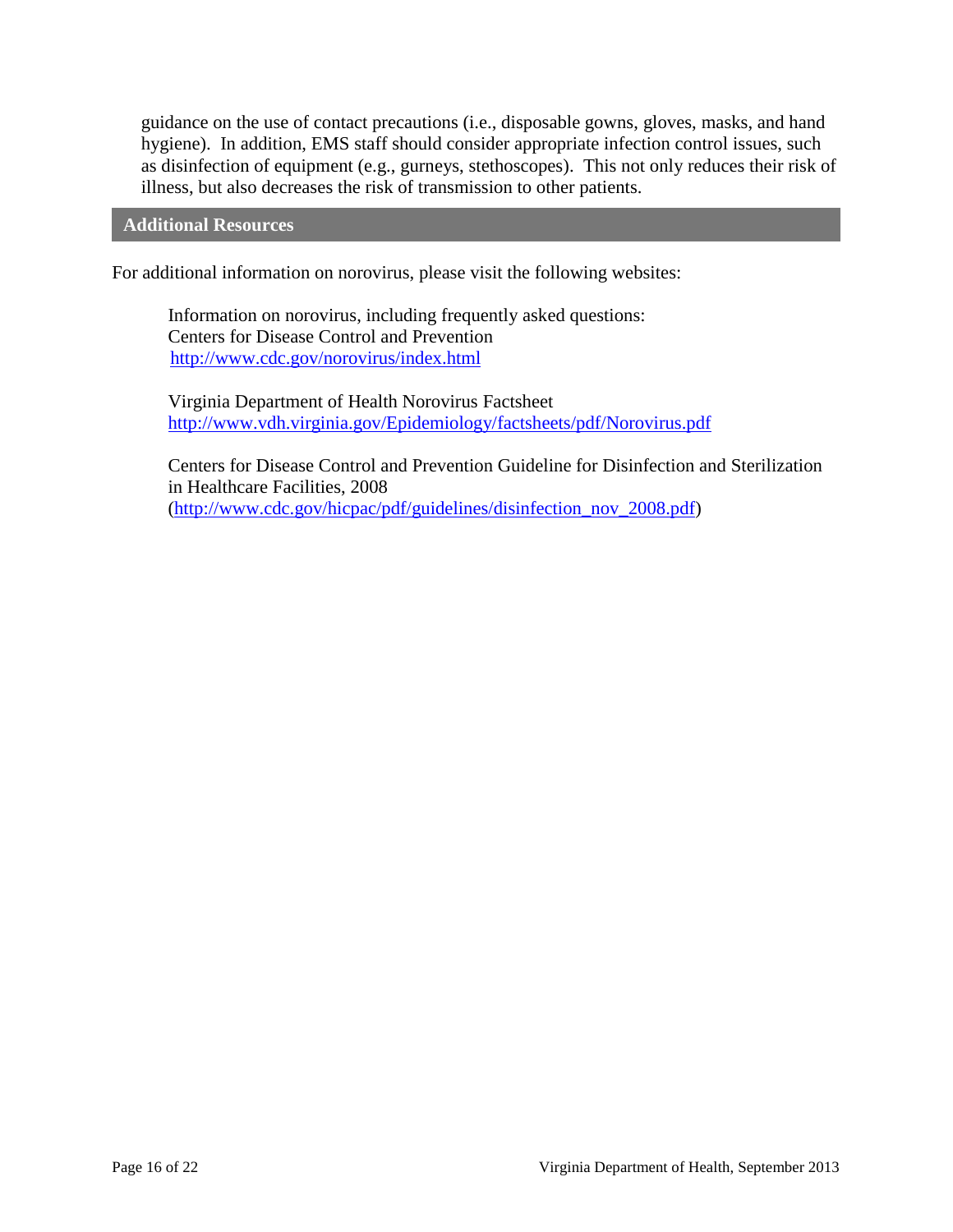guidance on the use of contact precautions (i.e., disposable gowns, gloves, masks, and hand hygiene). In addition, EMS staff should consider appropriate infection control issues, such as disinfection of equipment (e.g., gurneys, stethoscopes). This not only reduces their risk of illness, but also decreases the risk of transmission to other patients.

## Additional Resources

For additional information on norovirus, please visit the following websites:

Information on norovirus, including frequently asked questions:
Centers for Disease Control and Prevention
http://www.cdc.gov/norovirus/index.html

Virginia Department of Health Norovirus Factsheet
http://www.vdh.virginia.gov/Epidemiology/factsheets/pdf/Norovirus.pdf

Centers for Disease Control and Prevention Guideline for Disinfection and Sterilization in Healthcare Facilities, 2008
(http://www.cdc.gov/hicpac/pdf/guidelines/disinfection_nov_2008.pdf)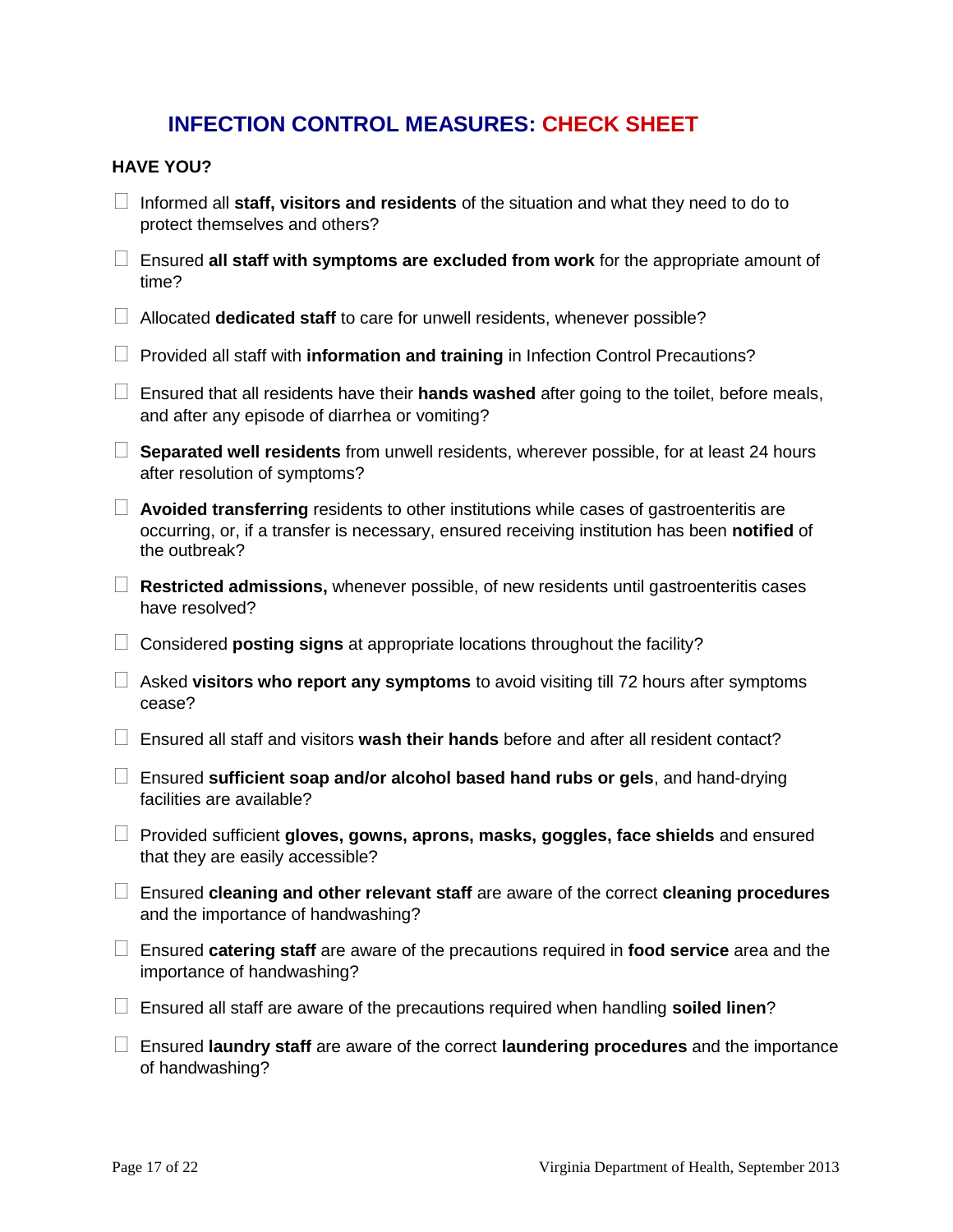# INFECTION CONTROL MEASURES: CHECK SHEET

**HAVE YOU?**

- ☐ Informed all **staff, visitors and residents** of the situation and what they need to do to protect themselves and others?
- ☐ Ensured **all staff with symptoms are excluded from work** for the appropriate amount of time?
- ☐ Allocated **dedicated staff** to care for unwell residents, whenever possible?
- ☐ Provided all staff with **information and training** in Infection Control Precautions?
- ☐ Ensured that all residents have their **hands washed** after going to the toilet, before meals, and after any episode of diarrhea or vomiting?
- ☐ **Separated well residents** from unwell residents, wherever possible, for at least 24 hours after resolution of symptoms?
- ☐ **Avoided transferring** residents to other institutions while cases of gastroenteritis are occurring, or, if a transfer is necessary, ensured receiving institution has been **notified** of the outbreak?
- ☐ **Restricted admissions,** whenever possible, of new residents until gastroenteritis cases have resolved?
- ☐ Considered **posting signs** at appropriate locations throughout the facility?
- ☐ Asked **visitors who report any symptoms** to avoid visiting till 72 hours after symptoms cease?
- ☐ Ensured all staff and visitors **wash their hands** before and after all resident contact?
- ☐ Ensured **sufficient soap and/or alcohol based hand rubs or gels**, and hand-drying facilities are available?
- ☐ Provided sufficient **gloves, gowns, aprons, masks, goggles, face shields** and ensured that they are easily accessible?
- ☐ Ensured **cleaning and other relevant staff** are aware of the correct **cleaning procedures** and the importance of handwashing?
- ☐ Ensured **catering staff** are aware of the precautions required in **food service** area and the importance of handwashing?
- ☐ Ensured all staff are aware of the precautions required when handling **soiled linen**?
- ☐ Ensured **laundry staff** are aware of the correct **laundering procedures** and the importance of handwashing?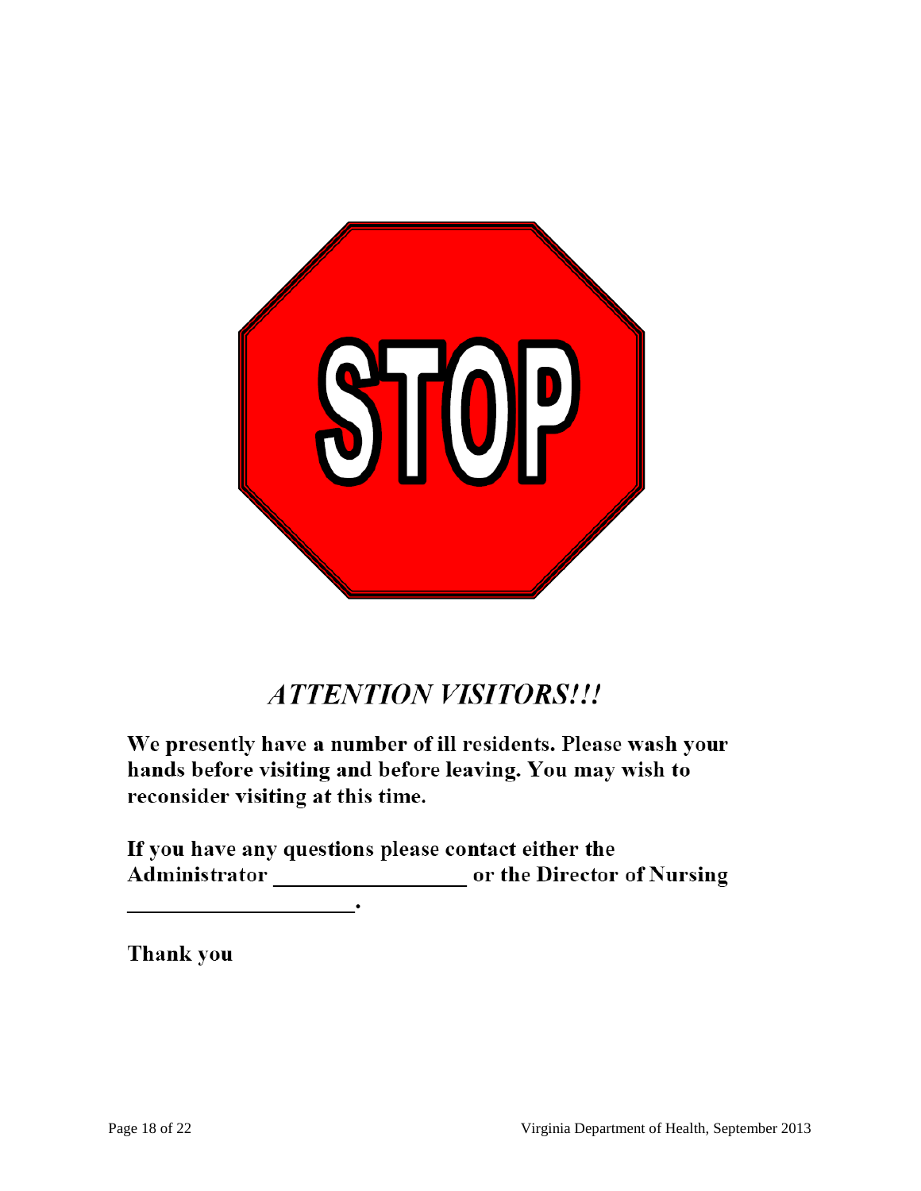STOP

## *ATTENTION VISITORS!!!*

**We presently have a number of ill residents. Please wash your hands before visiting and before leaving. You may wish to reconsider visiting at this time.**

**If you have any questions please contact either the Administrator \_\_\_\_\_\_\_\_\_\_\_\_\_\_\_\_\_\_ or the Director of Nursing \_\_\_\_\_\_\_\_\_\_\_\_\_\_\_\_\_\_\_\_\_\_.**

**Thank you**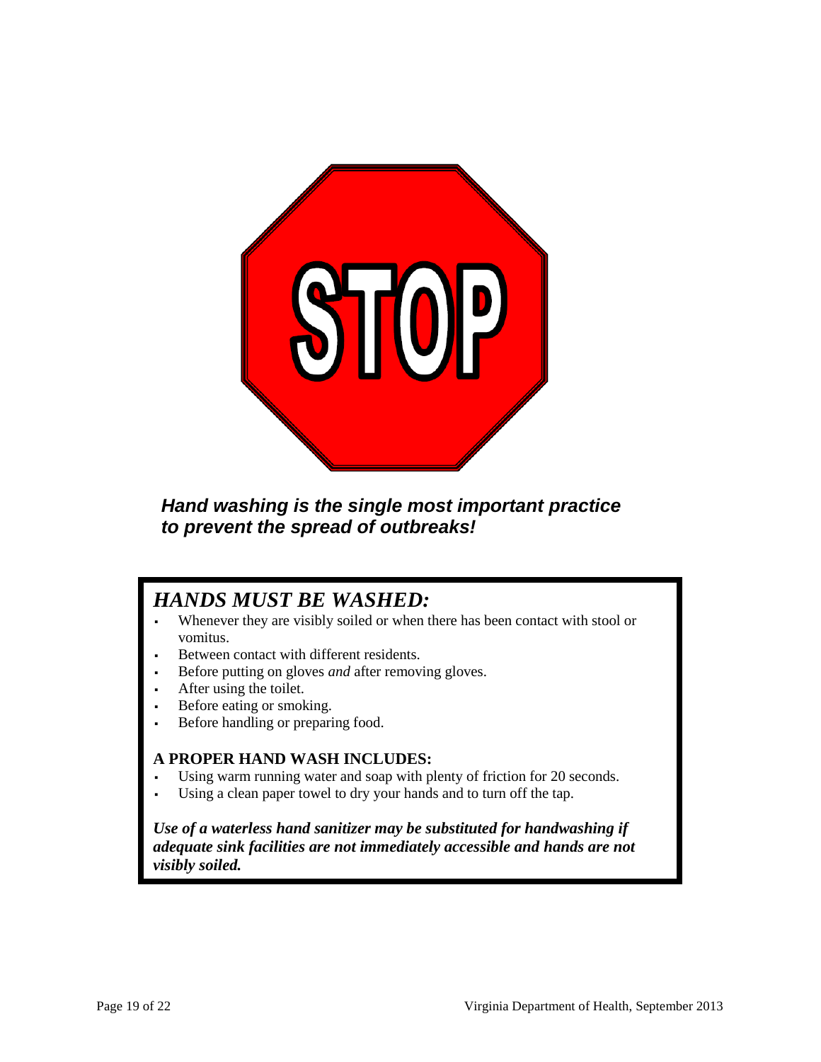STOP

***Hand washing is the single most important practice to prevent the spread of outbreaks!***

## *HANDS MUST BE WASHED:*

- Whenever they are visibly soiled or when there has been contact with stool or vomitus.
- Between contact with different residents.
- Before putting on gloves *and* after removing gloves.
- After using the toilet.
- Before eating or smoking.
- Before handling or preparing food.

### A PROPER HAND WASH INCLUDES:

- Using warm running water and soap with plenty of friction for 20 seconds.
- Using a clean paper towel to dry your hands and to turn off the tap.

***Use of a waterless hand sanitizer may be substituted for handwashing if adequate sink facilities are not immediately accessible and hands are not visibly soiled.***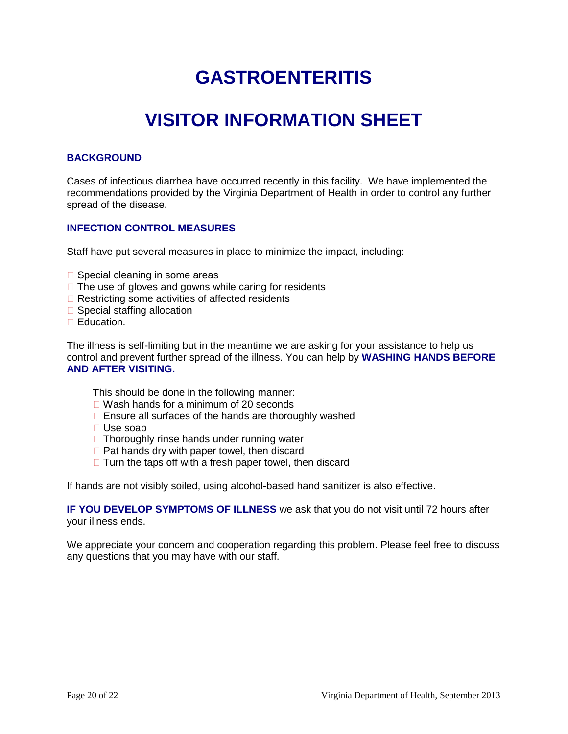# GASTROENTERITIS

# VISITOR INFORMATION SHEET

## BACKGROUND

Cases of infectious diarrhea have occurred recently in this facility. We have implemented the recommendations provided by the Virginia Department of Health in order to control any further spread of the disease.

## INFECTION CONTROL MEASURES

Staff have put several measures in place to minimize the impact, including:

- Special cleaning in some areas
- The use of gloves and gowns while caring for residents
- Restricting some activities of affected residents
- Special staffing allocation
- Education.

The illness is self-limiting but in the meantime we are asking for your assistance to help us control and prevent further spread of the illness. You can help by **WASHING HANDS BEFORE AND AFTER VISITING.**

This should be done in the following manner:

- Wash hands for a minimum of 20 seconds
- Ensure all surfaces of the hands are thoroughly washed
- Use soap
- Thoroughly rinse hands under running water
- Pat hands dry with paper towel, then discard
- Turn the taps off with a fresh paper towel, then discard

If hands are not visibly soiled, using alcohol-based hand sanitizer is also effective.

**IF YOU DEVELOP SYMPTOMS OF ILLNESS** we ask that you do not visit until 72 hours after your illness ends.

We appreciate your concern and cooperation regarding this problem. Please feel free to discuss any questions that you may have with our staff.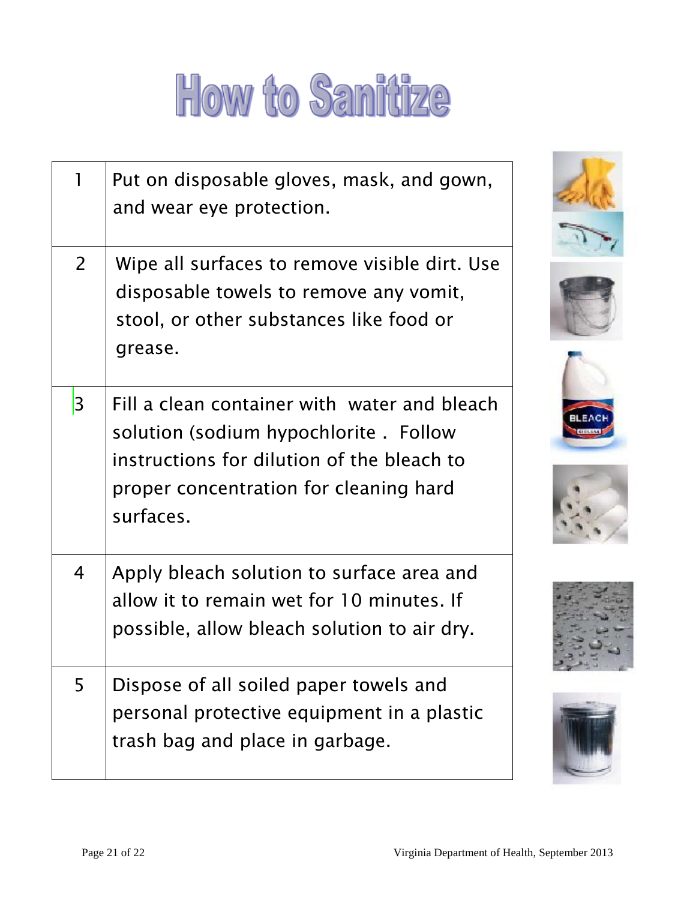# How to Sanitize

| | |
|---|---|
| 1 | Put on disposable gloves, mask, and gown, and wear eye protection. |
| 2 | Wipe all surfaces to remove visible dirt. Use disposable towels to remove any vomit, stool, or other substances like food or grease. |
| 3 | Fill a clean container with water and bleach solution (sodium hypochlorite . Follow instructions for dilution of the bleach to proper concentration for cleaning hard surfaces. |
| 4 | Apply bleach solution to surface area and allow it to remain wet for 10 minutes. If possible, allow bleach solution to air dry. |
| 5 | Dispose of all soiled paper towels and personal protective equipment in a plastic trash bag and place in garbage. |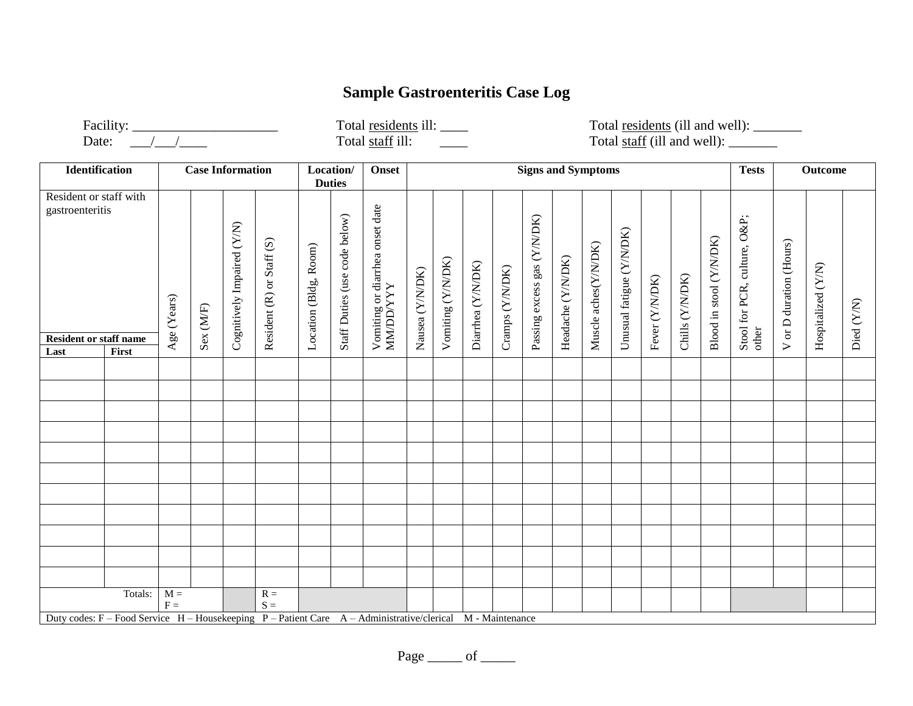# Sample Gastroenteritis Case Log

Facility: _____________________ Total <u>residents</u> ill: ____ Total <u>residents</u> (ill and well): _______

Date: ___/___/____ Total <u>staff</u> ill: ____ Total <u>staff</u> (ill and well): _______

| Identification | | Case Information | | | | Location/ Duties | | Onset | Signs and Symptoms | | | | | | | | | | | Tests | Outcome | | |
|---|---|---|---|---|---|---|---|---|---|---|---|---|---|---|---|---|---|---|---|---|---|---|---|
| Resident or staff with gastroenteritis — Resident or staff name: Last | First | Age (Years) | Sex (M/F) | Cognitively Impaired (Y/N) | Resident (R) or Staff (S) | Location (Bldg, Room) | Staff Duties (use code below) | Vomiting or diarrhea onset date MM/DD/YYY | Nausea (Y/N/DK) | Vomiting (Y/N/DK) | Diarrhea (Y/N/DK) | Cramps (Y/N/DK) | Passing excess gas (Y/N/DK) | Headache (Y/N/DK) | Muscle aches(Y/N/DK) | Unusual fatigue (Y/N/DK) | Fever (Y/N/DK) | Chills (Y/N/DK) | Blood in stool (Y/N/DK) | Stool for PCR, culture, O&P; other | V or D duration (Hours) | Hospitalized (Y/N) | Died (Y/N) |
| | | | | | | | | | | | | | | | | | | | | | | | |
| | | | | | | | | | | | | | | | | | | | | | | | |
| | | | | | | | | | | | | | | | | | | | | | | | |
| | | | | | | | | | | | | | | | | | | | | | | | |
| | | | | | | | | | | | | | | | | | | | | | | | |
| | | | | | | | | | | | | | | | | | | | | | | | |
| | | | | | | | | | | | | | | | | | | | | | | | |
| | | | | | | | | | | | | | | | | | | | | | | | |
| | | | | | | | | | | | | | | | | | | | | | | | |
| | | | | | | | | | | | | | | | | | | | | | | | |
| | | | | | | | | | | | | | | | | | | | | | | | |
| Totals: | | M = F = | | | R = S = | | | | | | | | | | | | | | | | | | |
| Duty codes: F – Food Service H – Housekeeping P – Patient Care A – Administrative/clerical M - Maintenance | | | | | | | | | | | | | | | | | | | | | | | |